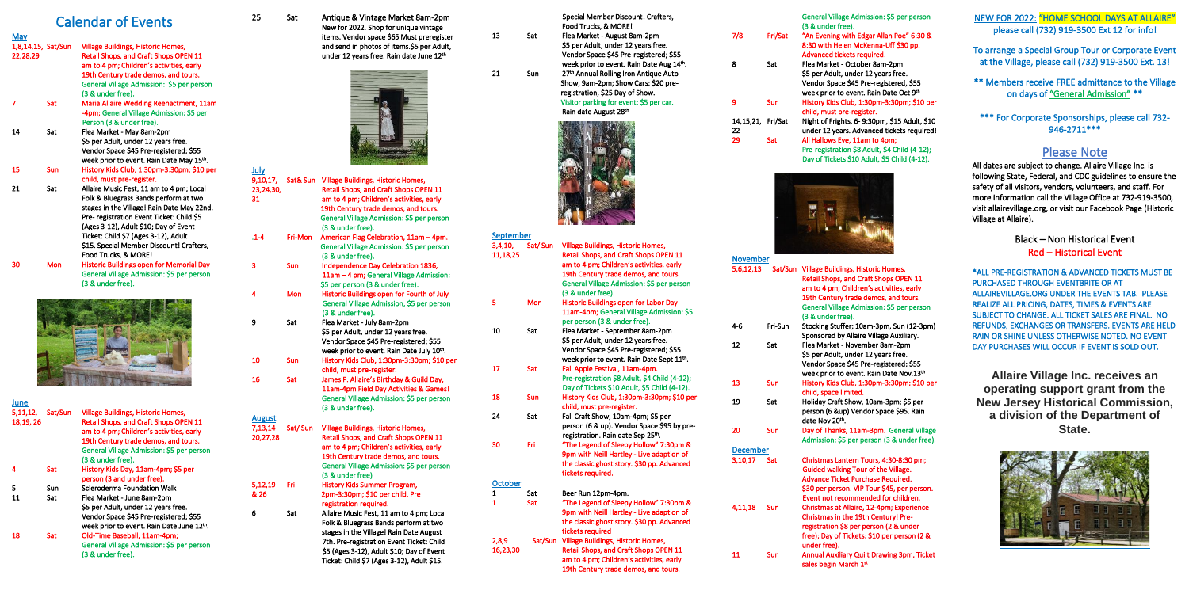# Calendar of Events

## May

| Date | Day | Event |
|---|---|---|
| 1,8,14,15, 22,28,29 | Sat/Sun | Village Buildings, Historic Homes, Retail Shops, and Craft Shops OPEN 11 am to 4 pm; Children's activities, early 19th Century trade demos, and tours. General Village Admission: $5 per person (3 & under free). |
| 7 | Sat | Maria Allaire Wedding Reenactment, 11am -4pm; General Village Admission: $5 per Person (3 & under free). |
| 14 | Sat | Flea Market - May 8am-2pm $5 per Adult, under 12 years free. Vendor Space $45 Pre-registered; $55 week prior to event. Rain Date May 15th. |
| 15 | Sun | History Kids Club, 1:30pm-3:30pm; $10 per child, must pre-register. |
| 21 | Sat | Allaire Music Fest, 11 am to 4 pm; Local Folk & Bluegrass Bands perform at two stages in the Village! Rain Date May 22nd. Pre- registration Event Ticket: Child $5 (Ages 3-12), Adult $10; Day of Event Ticket: Child $7 (Ages 3-12), Adult $15. Special Member Discount! Crafters, Food Trucks, & MORE! |
| 30 | Mon | Historic Buildings open for Memorial Day General Village Admission: $5 per person (3 & under free). |

## June

| Date | Day | Event |
|---|---|---|
| 5,11,12, 18,19, 26 | Sat/Sun | Village Buildings, Historic Homes, Retail Shops, and Craft Shops OPEN 11 am to 4 pm; Children's activities, early 19th Century trade demos, and tours. General Village Admission: $5 per person (3 & under free). |
| 4 | Sat | History Kids Day, 11am-4pm; $5 per person (3 and under free). |
| 5 | Sun | Scleroderma Foundation Walk |
| 11 | Sat | Flea Market - June 8am-2pm $5 per Adult, under 12 years free. Vendor Space $45 Pre-registered; $55 week prior to event. Rain Date June 12th. |
| 18 | Sat | Old-Time Baseball, 11am-4pm; General Village Admission: $5 per person (3 & under free). |
| 25 | Sat | Antique & Vintage Market 8am-2pm New for 2022. Shop for unique vintage items. Vendor space $65 Must preregister and send in photos of items.$5 per Adult, under 12 years free. Rain date June 12th |

## July

| Date | Day | Event |
|---|---|---|
| 9,10,17, 23,24,30, 31 | Sat& Sun | Village Buildings, Historic Homes, Retail Shops, and Craft Shops OPEN 11 am to 4 pm; Children's activities, early 19th Century trade demos, and tours. General Village Admission: $5 per person (3 & under free). |
| .1-4 | Fri-Mon | American Flag Celebration, 11am – 4pm. General Village Admission: $5 per person (3 & under free). |
| 3 | Sun | Independence Day Celebration 1836, 11am – 4 pm; General Village Admission: $5 per person (3 & under free). |
| 4 | Mon | Historic Buildings open for Fourth of July General Village Admission, $5 per person (3 & under free). |
| 9 | Sat | Flea Market - July 8am-2pm $5 per Adult, under 12 years free. Vendor Space $45 Pre-registered; $55 week prior to event. Rain Date July 10th. |
| 10 | Sun | History Kids Club, 1:30pm-3:30pm; $10 per child, must pre-register. |
| 16 | Sat | James P. Allaire's Birthday & Guild Day, 11am-4pm Field Day Activities & Games! General Village Admission: $5 per person (3 & under free). |

## August

| Date | Day | Event |
|---|---|---|
| 7,13,14 20,27,28 | Sat/ Sun | Village Buildings, Historic Homes, Retail Shops, and Craft Shops OPEN 11 am to 4 pm; Children's activities, early 19th Century trade demos, and tours. General Village Admission: $5 per person (3 & under free) |
| 5,12,19 & 26 | Fri | History Kids Summer Program, 2pm-3:30pm; $10 per child. Pre registration required. |
| 6 | Sat | Allaire Music Fest, 11 am to 4 pm; Local Folk & Bluegrass Bands perform at two stages in the Village! Rain Date August 7th. Pre-registration Event Ticket: Child $5 (Ages 3-12), Adult $10; Day of Event Ticket: Child $7 (Ages 3-12), Adult $15. Special Member Discount! Crafters, Food Trucks, & MORE! |
| 13 | Sat | Flea Market - August 8am-2pm $5 per Adult, under 12 years free. Vendor Space $45 Pre-registered; $55 week prior to event. Rain Date Aug 14th. |
| 21 | Sun | 27th Annual Rolling Iron Antique Auto Show, 9am-2pm; Show Cars: $20 pre-registration, $25 Day of Show. Visitor parking for event: $5 per car. Rain date August 28th |

## September

| Date | Day | Event |
|---|---|---|
| 3,4,10, 11,18,25 | Sat/ Sun | Village Buildings, Historic Homes, Retail Shops, and Craft Shops OPEN 11 am to 4 pm; Children's activities, early 19th Century trade demos, and tours. General Village Admission: $5 per person (3 & under free). |
| 5 | Mon | Historic Buildings open for Labor Day 11am-4pm; General Village Admission: $5 per person (3 & under free). |
| 10 | Sat | Flea Market - September 8am-2pm $5 per Adult, under 12 years free. Vendor Space $45 Pre-registered; $55 week prior to event. Rain Date Sept 11th. |
| 17 | Sat | Fall Apple Festival, 11am-4pm. Pre-registration $8 Adult, $4 Child (4-12); Day of Tickets $10 Adult, $5 Child (4-12). |
| 18 | Sun | History Kids Club, 1:30pm-3:30pm; $10 per child, must pre-register. |
| 24 | Sat | Fall Craft Show, 10am-4pm; $5 per person (6 & up). Vendor Space $95 by pre-registration. Rain date Sep 25th. |
| 30 | Fri | "The Legend of Sleepy Hollow" 7:30pm & 9pm with Neill Hartley - Live adaption of the classic ghost story. $30 pp. Advanced tickets required. |

## October

| Date | Day | Event |
|---|---|---|
| 1 | Sat | Beer Run 12pm-4pm. |
| 1 | Sat | "The Legend of Sleepy Hollow" 7:30pm & 9pm with Neill Hartley - Live adaption of the classic ghost story. $30 pp. Advanced tickets required |
| 2,8,9 16,23,30 | Sat/Sun | Village Buildings, Historic Homes, Retail Shops, and Craft Shops OPEN 11 am to 4 pm; Children's activities, early 19th Century trade demos, and tours. General Village Admission: $5 per person (3 & under free). |
| 7/8 | Fri/Sat | "An Evening with Edgar Allan Poe" 6:30 & 8:30 with Helen McKenna-Uff $30 pp. Advanced tickets required. |
| 8 | Sat | Flea Market - October 8am-2pm $5 per Adult, under 12 years free. Vendor Space $45 Pre-registered, $55 week prior to event. Rain Date Oct 9th |
| 9 | Sun | History Kids Club, 1:30pm-3:30pm; $10 per child, must pre-register. |
| 14,15,21, 22 | Fri/Sat | Night of Frights, 6- 9:30pm, $15 Adult, $10 under 12 years. Advanced tickets required! |
| 29 | Sat | All Hallows Eve, 11am to 4pm; Pre-registration $8 Adult, $4 Child (4-12); Day of Tickets $10 Adult, $5 Child (4-12). |

## November

| Date | Day | Event |
|---|---|---|
| 5,6,12,13 | Sat/Sun | Village Buildings, Historic Homes, Retail Shops, and Craft Shops OPEN 11 am to 4 pm; Children's activities, early 19th Century trade demos, and tours. General Village Admission: $5 per person (3 & under free). |
| 4-6 | Fri-Sun | Stocking Stuffer; 10am-3pm, Sun (12-3pm) Sponsored by Allaire Village Auxiliary. |
| 12 | Sat | Flea Market - November 8am-2pm $5 per Adult, under 12 years free. Vendor Space $45 Pre-registered; $55 week prior to event. Rain Date Nov.13th |
| 13 | Sun | History Kids Club, 1:30pm-3:30pm; $10 per child, space limited. |
| 19 | Sat | Holiday Craft Show, 10am-3pm; $5 per person (6 &up) Vendor Space $95. Rain date Nov 20th. |
| 20 | Sun | Day of Thanks, 11am-3pm. General Village Admission: $5 per person (3 & under free). |

## December

| Date | Day | Event |
|---|---|---|
| 3,10,17 | Sat | Christmas Lantern Tours, 4:30-8:30 pm; Guided walking Tour of the Village. Advance Ticket Purchase Required. $30 per person. VIP Tour $45, per person. Event not recommended for children. |
| 4,11,18 | Sun | Christmas at Allaire, 12-4pm; Experience Christmas in the 19th Century! Pre-registration $8 per person (2 & under free); Day of Tickets: $10 per person (2 & under free). |
| 11 | Sun | Annual Auxiliary Quilt Drawing 3pm, Ticket sales begin March 1st |

NEW FOR 2022: "HOME SCHOOL DAYS AT ALLAIRE" please call (732) 919-3500 Ext 12 for info!

To arrange a Special Group Tour or Corporate Event at the Village, please call (732) 919-3500 Ext. 13!

** Members receive FREE admittance to the Village on days of "General Admission" **

*** For Corporate Sponsorships, please call 732-946-2711***

## Please Note

All dates are subject to change. Allaire Village Inc. is following State, Federal, and CDC guidelines to ensure the safety of all visitors, vendors, volunteers, and staff. For more information call the Village Office at 732-919-3500, visit allairevillage.org, or visit our Facebook Page (Historic Village at Allaire).

Black – Non Historical Event
Red – Historical Event

*ALL PRE-REGISTRATION & ADVANCED TICKETS MUST BE PURCHASED THROUGH EVENTBRITE OR AT ALLAIREVILLAGE.ORG UNDER THE EVENTS TAB. PLEASE REALIZE ALL PRICING, DATES, TIMES & EVENTS ARE SUBJECT TO CHANGE. ALL TICKET SALES ARE FINAL. NO REFUNDS, EXCHANGES OR TRANSFERS. EVENTS ARE HELD RAIN OR SHINE UNLESS OTHERWISE NOTED. NO EVENT DAY PURCHASES WILL OCCUR IF EVENT IS SOLD OUT.

**Allaire Village Inc. receives an operating support grant from the New Jersey Historical Commission, a division of the Department of State.**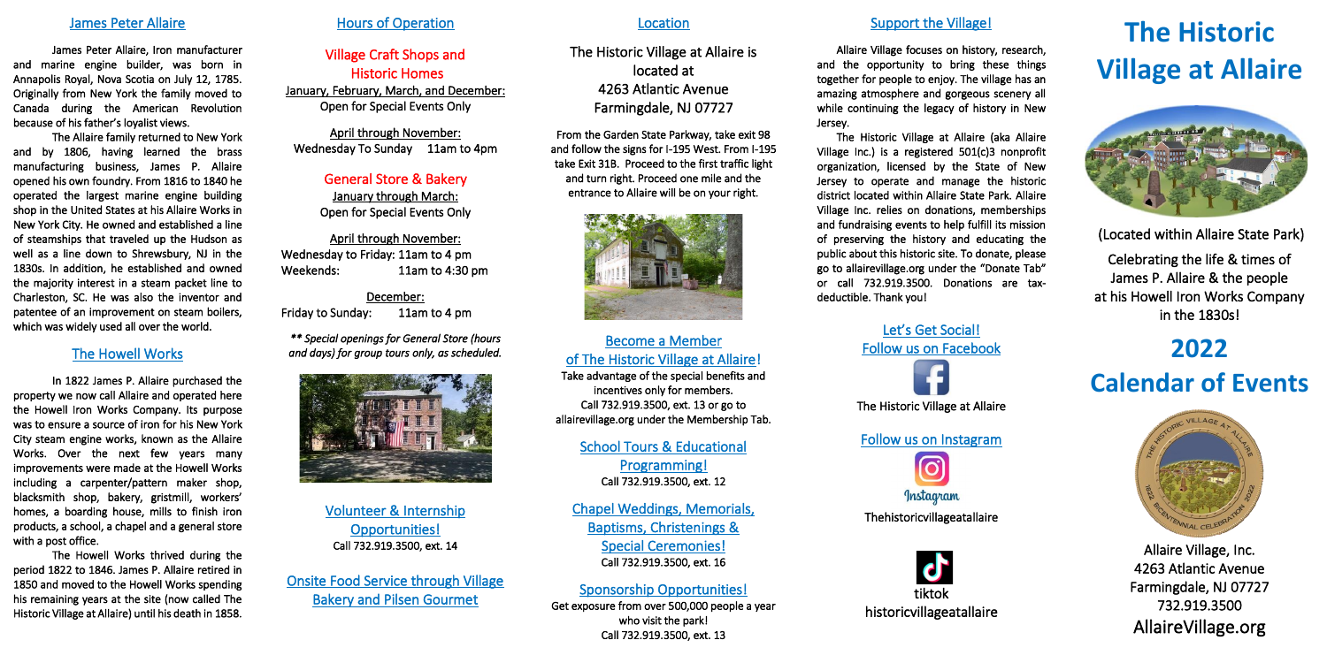## James Peter Allaire

James Peter Allaire, Iron manufacturer and marine engine builder, was born in Annapolis Royal, Nova Scotia on July 12, 1785. Originally from New York the family moved to Canada during the American Revolution because of his father's loyalist views.

The Allaire family returned to New York and by 1806, having learned the brass manufacturing business, James P. Allaire opened his own foundry. From 1816 to 1840 he operated the largest marine engine building shop in the United States at his Allaire Works in New York City. He owned and established a line of steamships that traveled up the Hudson as well as a line down to Shrewsbury, NJ in the 1830s. In addition, he established and owned the majority interest in a steam packet line to Charleston, SC. He was also the inventor and patentee of an improvement on steam boilers, which was widely used all over the world.

## The Howell Works

In 1822 James P. Allaire purchased the property we now call Allaire and operated here the Howell Iron Works Company. Its purpose was to ensure a source of iron for his New York City steam engine works, known as the Allaire Works. Over the next few years many improvements were made at the Howell Works including a carpenter/pattern maker shop, blacksmith shop, bakery, gristmill, workers' homes, a boarding house, mills to finish iron products, a school, a chapel and a general store with a post office.

The Howell Works thrived during the period 1822 to 1846. James P. Allaire retired in 1850 and moved to the Howell Works spending his remaining years at the site (now called The Historic Village at Allaire) until his death in 1858.

## Hours of Operation

### Village Craft Shops and Historic Homes

January, February, March, and December:
Open for Special Events Only

April through November:
Wednesday To Sunday 11am to 4pm

### General Store & Bakery

January through March:
Open for Special Events Only

April through November:
Wednesday to Friday: 11am to 4 pm
Weekends: 11am to 4:30 pm

December:
Friday to Sunday: 11am to 4 pm

*\*\* Special openings for General Store (hours and days) for group tours only, as scheduled.*

### Volunteer & Internship Opportunities!

Call 732.919.3500, ext. 14

### Onsite Food Service through Village Bakery and Pilsen Gourmet

## Location

The Historic Village at Allaire is located at
4263 Atlantic Avenue
Farmingdale, NJ 07727

From the Garden State Parkway, take exit 98 and follow the signs for I-195 West. From I-195 take Exit 31B. Proceed to the first traffic light and turn right. Proceed one mile and the entrance to Allaire will be on your right.

### Become a Member of The Historic Village at Allaire!

Take advantage of the special benefits and incentives only for members.
Call 732.919.3500, ext. 13 or go to allairevillage.org under the Membership Tab.

### School Tours & Educational Programming!

Call 732.919.3500, ext. 12

### Chapel Weddings, Memorials, Baptisms, Christenings & Special Ceremonies!

Call 732.919.3500, ext. 16

### Sponsorship Opportunities!

Get exposure from over 500,000 people a year who visit the park!
Call 732.919.3500, ext. 13

## Support the Village!

Allaire Village focuses on history, research, and the opportunity to bring these things together for people to enjoy. The village has an amazing atmosphere and gorgeous scenery all while continuing the legacy of history in New Jersey.

The Historic Village at Allaire (aka Allaire Village Inc.) is a registered 501(c)3 nonprofit organization, licensed by the State of New Jersey to operate and manage the historic district located within Allaire State Park. Allaire Village Inc. relies on donations, memberships and fundraising events to help fulfill its mission of preserving the history and educating the public about this historic site. To donate, please go to allairevillage.org under the "Donate Tab" or call 732.919.3500. Donations are tax-deductible. Thank you!

### Let's Get Social!

Follow us on Facebook

The Historic Village at Allaire

Follow us on Instagram

Instagram

Thehistoricvillageatallaire

tiktok

historicvillageatallaire

# The Historic Village at Allaire

(Located within Allaire State Park)

Celebrating the life & times of James P. Allaire & the people at his Howell Iron Works Company in the 1830s!

# 2022 Calendar of Events

Allaire Village, Inc.
4263 Atlantic Avenue
Farmingdale, NJ 07727
732.919.3500
AllaireVillage.org